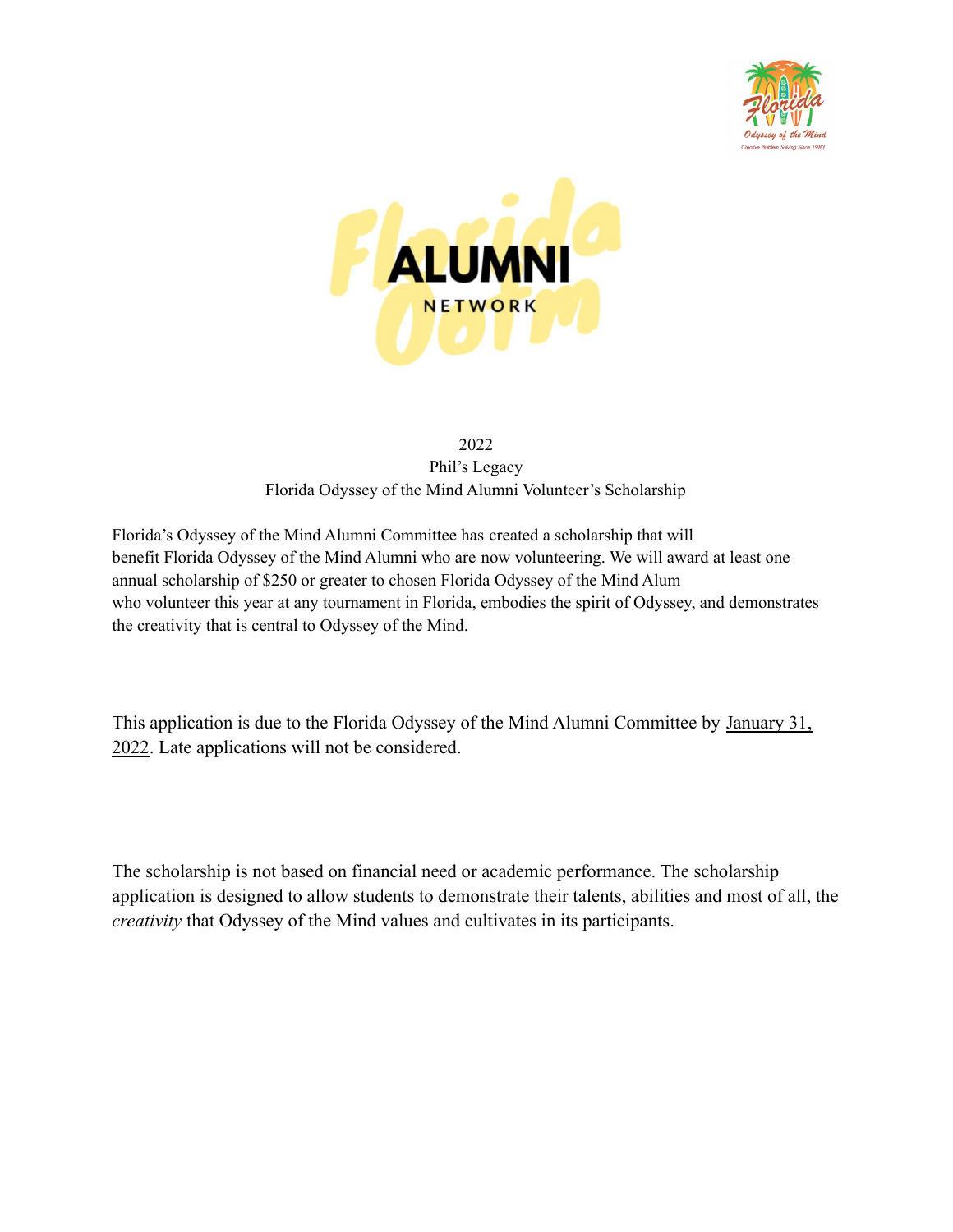2022
Phil's Legacy
Florida Odyssey of the Mind Alumni Volunteer's Scholarship

Florida's Odyssey of the Mind Alumni Committee has created a scholarship that will benefit Florida Odyssey of the Mind Alumni who are now volunteering. We will award at least one annual scholarship of $250 or greater to chosen Florida Odyssey of the Mind Alum who volunteer this year at any tournament in Florida, embodies the spirit of Odyssey, and demonstrates the creativity that is central to Odyssey of the Mind.

This application is due to the Florida Odyssey of the Mind Alumni Committee by <u>January 31, 2022</u>. Late applications will not be considered.

The scholarship is not based on financial need or academic performance. The scholarship application is designed to allow students to demonstrate their talents, abilities and most of all, the *creativity* that Odyssey of the Mind values and cultivates in its participants.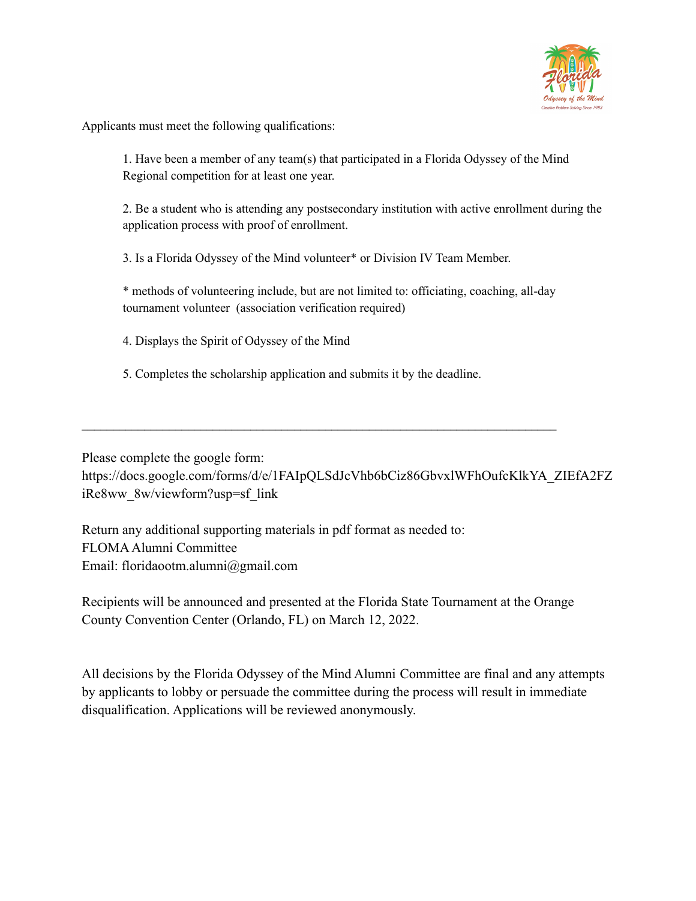Applicants must meet the following qualifications:

1. Have been a member of any team(s) that participated in a Florida Odyssey of the Mind Regional competition for at least one year.

2. Be a student who is attending any postsecondary institution with active enrollment during the application process with proof of enrollment.

3. Is a Florida Odyssey of the Mind volunteer* or Division IV Team Member.

   * methods of volunteering include, but are not limited to: officiating, coaching, all-day tournament volunteer (association verification required)

4. Displays the Spirit of Odyssey of the Mind

5. Completes the scholarship application and submits it by the deadline.

---

Please complete the google form:
https://docs.google.com/forms/d/e/1FAIpQLSdJcVhb6bCiz86GbvxlWFhOufcKlkYA_ZIEfA2FZiRe8ww_8w/viewform?usp=sf_link

Return any additional supporting materials in pdf format as needed to:
FLOMA Alumni Committee
Email: floridaootm.alumni@gmail.com

Recipients will be announced and presented at the Florida State Tournament at the Orange County Convention Center (Orlando, FL) on March 12, 2022.

All decisions by the Florida Odyssey of the Mind Alumni Committee are final and any attempts by applicants to lobby or persuade the committee during the process will result in immediate disqualification. Applications will be reviewed anonymously.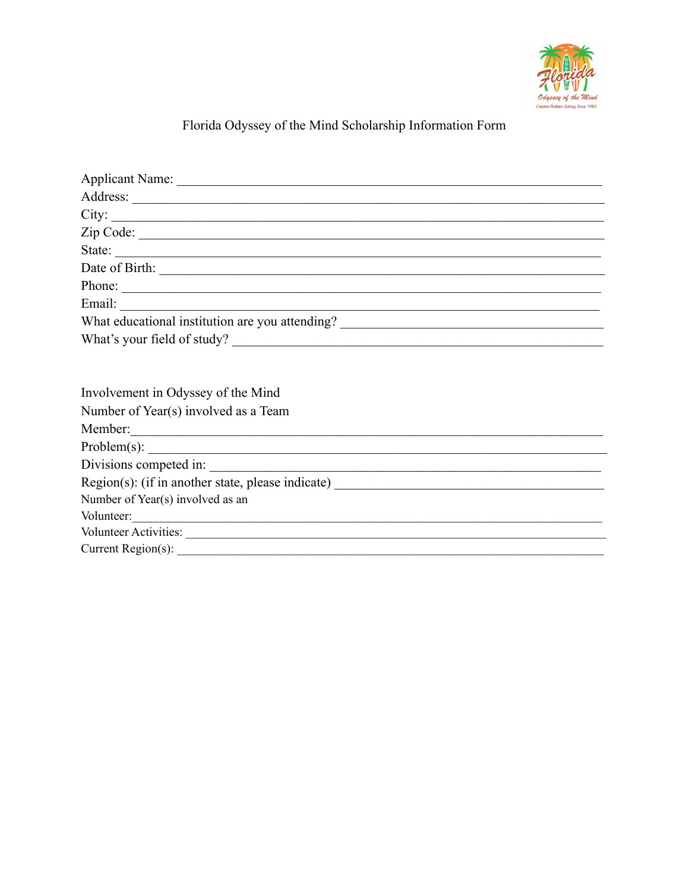# Florida Odyssey of the Mind Scholarship Information Form

Applicant Name: ___________________________________________________________

Address: _________________________________________________________________

City: ____________________________________________________________________

Zip Code: ________________________________________________________________

State: ___________________________________________________________________

Date of Birth: ____________________________________________________________

Phone: ___________________________________________________________________

Email: ___________________________________________________________________

What educational institution are you attending? _____________________________

What's your field of study? _______________________________________________

Involvement in Odyssey of the Mind

Number of Year(s) involved as a Team Member: ___________________________________

Problem(s): ______________________________________________________________

Divisions competed in: ____________________________________________________

Region(s): (if in another state, please indicate) ____________________________

Number of Year(s) involved as an Volunteer: ____________________________________

Volunteer Activities: ______________________________________________________

Current Region(s): ________________________________________________________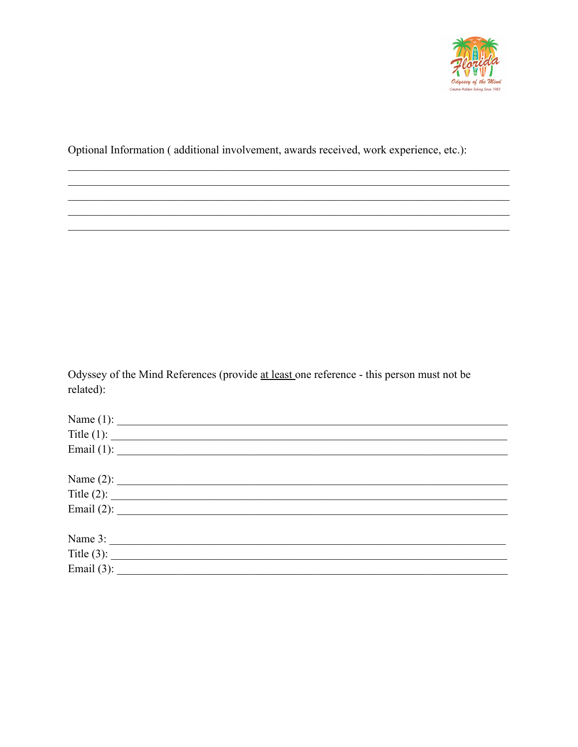Optional Information ( additional involvement, awards received, work experience, etc.):

______________________________________________________________________________
______________________________________________________________________________
______________________________________________________________________________
______________________________________________________________________________
______________________________________________________________________________

Odyssey of the Mind References (provide <u>at least</u> one reference - this person must not be related):

Name (1): ______________________________________________________________

Title (1): ______________________________________________________________

Email (1): ______________________________________________________________

Name (2): ______________________________________________________________

Title (2): ______________________________________________________________

Email (2): ______________________________________________________________

Name 3: ________________________________________________________________

Title (3): ______________________________________________________________

Email (3): ______________________________________________________________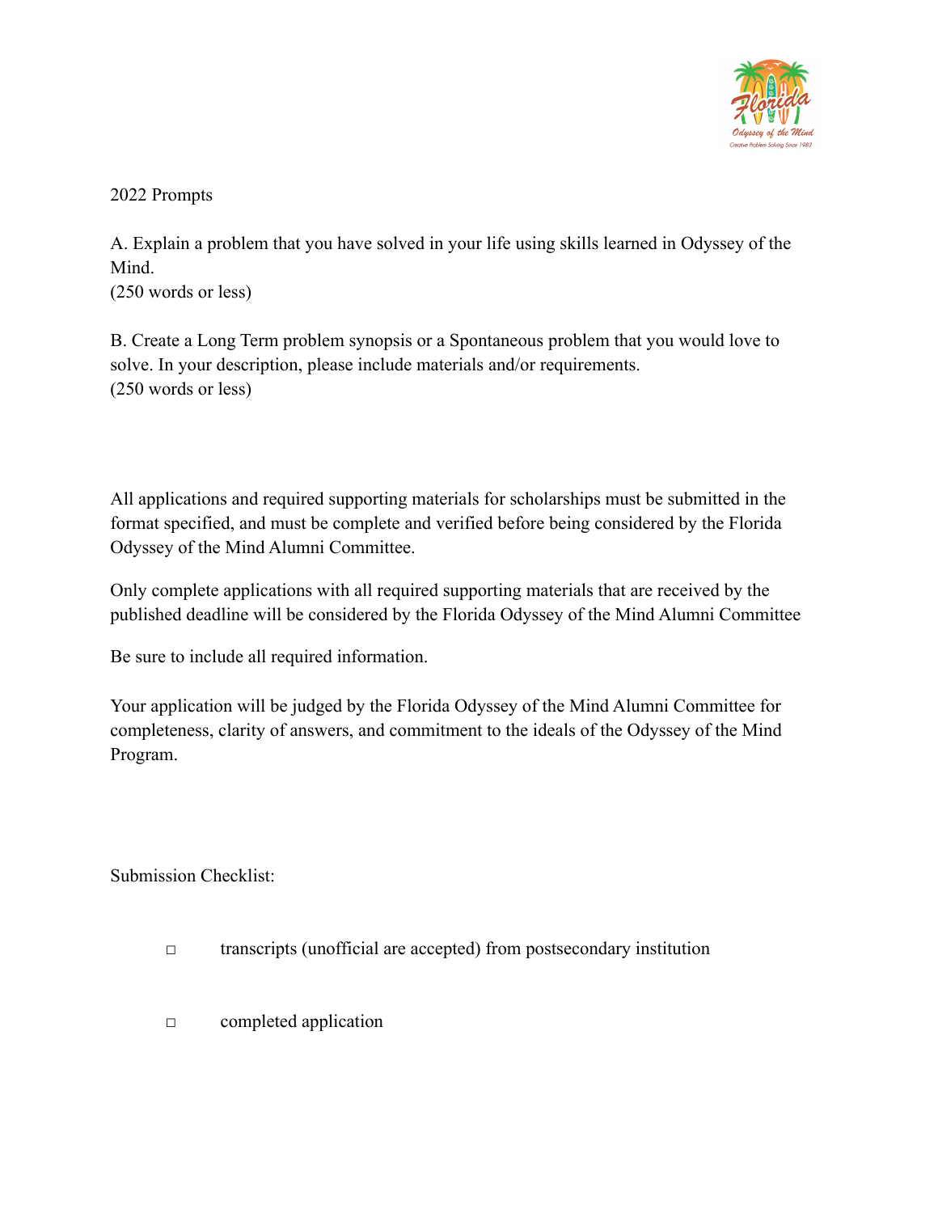2022 Prompts

A. Explain a problem that you have solved in your life using skills learned in Odyssey of the Mind.
(250 words or less)

B. Create a Long Term problem synopsis or a Spontaneous problem that you would love to solve. In your description, please include materials and/or requirements.
(250 words or less)

All applications and required supporting materials for scholarships must be submitted in the format specified, and must be complete and verified before being considered by the Florida Odyssey of the Mind Alumni Committee.

Only complete applications with all required supporting materials that are received by the published deadline will be considered by the Florida Odyssey of the Mind Alumni Committee

Be sure to include all required information.

Your application will be judged by the Florida Odyssey of the Mind Alumni Committee for completeness, clarity of answers, and commitment to the ideals of the Odyssey of the Mind Program.

Submission Checklist:

- ◻ transcripts (unofficial are accepted) from postsecondary institution
- ◻ completed application